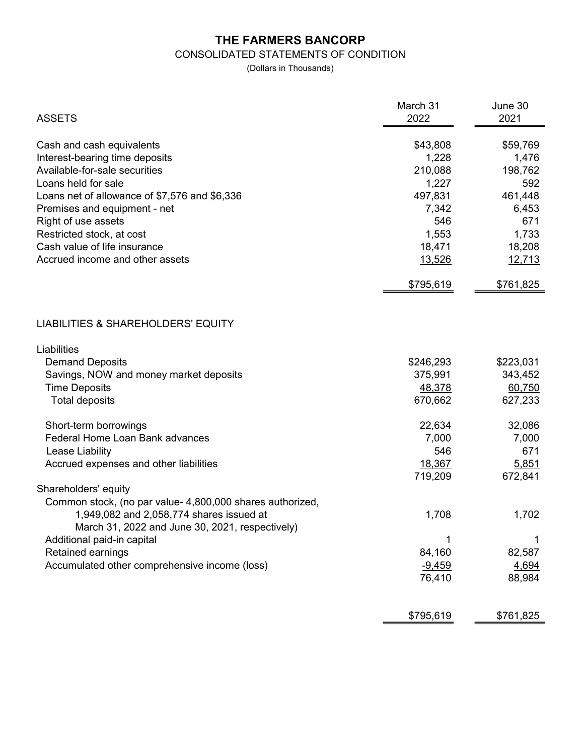# THE FARMERS BANCORP

## CONSOLIDATED STATEMENTS OF CONDITION

(Dollars in Thousands)

| ASSETS | March 31 2022 | June 30 2021 |
|---|---|---|
| Cash and cash equivalents | $43,808 | $59,769 |
| Interest-bearing time deposits | 1,228 | 1,476 |
| Available-for-sale securities | 210,088 | 198,762 |
| Loans held for sale | 1,227 | 592 |
| Loans net of allowance of $7,576 and $6,336 | 497,831 | 461,448 |
| Premises and equipment - net | 7,342 | 6,453 |
| Right of use assets | 546 | 671 |
| Restricted stock, at cost | 1,553 | 1,733 |
| Cash value of life insurance | 18,471 | 18,208 |
| Accrued income and other assets | 13,526 | 12,713 |
| | $795,619 | $761,825 |

| LIABILITIES & SHAREHOLDERS' EQUITY | March 31 2022 | June 30 2021 |
|---|---|---|
| Liabilities | | |
| Demand Deposits | $246,293 | $223,031 |
| Savings, NOW and money market deposits | 375,991 | 343,452 |
| Time Deposits | 48,378 | 60,750 |
| Total deposits | 670,662 | 627,233 |
| Short-term borrowings | 22,634 | 32,086 |
| Federal Home Loan Bank advances | 7,000 | 7,000 |
| Lease Liability | 546 | 671 |
| Accrued expenses and other liabilities | 18,367 | 5,851 |
| | 719,209 | 672,841 |
| Shareholders' equity | | |
| Common stock, (no par value- 4,800,000 shares authorized, 1,949,082 and 2,058,774 shares issued at March 31, 2022 and June 30, 2021, respectively) | 1,708 | 1,702 |
| Additional paid-in capital | 1 | 1 |
| Retained earnings | 84,160 | 82,587 |
| Accumulated other comprehensive income (loss) | -9,459 | 4,694 |
| | 76,410 | 88,984 |
| | $795,619 | $761,825 |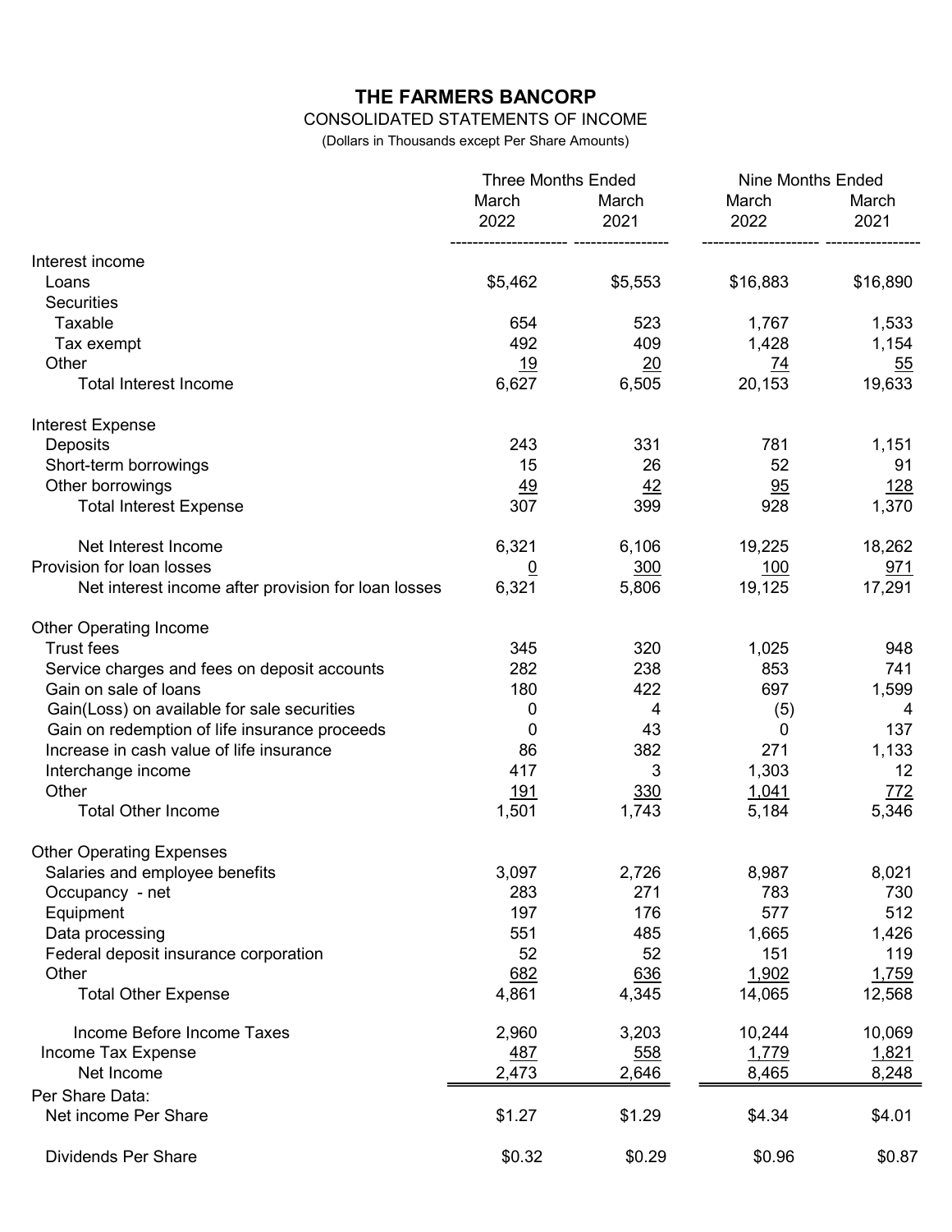# THE FARMERS BANCORP

CONSOLIDATED STATEMENTS OF INCOME

(Dollars in Thousands except Per Share Amounts)

| | Three Months Ended | | Nine Months Ended | |
|---|---|---|---|---|
| | March 2022 | March 2021 | March 2022 | March 2021 |
| **Interest income** | | | | |
| Loans | $5,462 | $5,553 | $16,883 | $16,890 |
| Securities | | | | |
| Taxable | 654 | 523 | 1,767 | 1,533 |
| Tax exempt | 492 | 409 | 1,428 | 1,154 |
| Other | 19 | 20 | 74 | 55 |
| Total Interest Income | 6,627 | 6,505 | 20,153 | 19,633 |
| **Interest Expense** | | | | |
| Deposits | 243 | 331 | 781 | 1,151 |
| Short-term borrowings | 15 | 26 | 52 | 91 |
| Other borrowings | 49 | 42 | 95 | 128 |
| Total Interest Expense | 307 | 399 | 928 | 1,370 |
| Net Interest Income | 6,321 | 6,106 | 19,225 | 18,262 |
| Provision for loan losses | 0 | 300 | 100 | 971 |
| Net interest income after provision for loan losses | 6,321 | 5,806 | 19,125 | 17,291 |
| **Other Operating Income** | | | | |
| Trust fees | 345 | 320 | 1,025 | 948 |
| Service charges and fees on deposit accounts | 282 | 238 | 853 | 741 |
| Gain on sale of loans | 180 | 422 | 697 | 1,599 |
| Gain(Loss) on available for sale securities | 0 | 4 | (5) | 4 |
| Gain on redemption of life insurance proceeds | 0 | 43 | 0 | 137 |
| Increase in cash value of life insurance | 86 | 382 | 271 | 1,133 |
| Interchange income | 417 | 3 | 1,303 | 12 |
| Other | 191 | 330 | 1,041 | 772 |
| Total Other Income | 1,501 | 1,743 | 5,184 | 5,346 |
| **Other Operating Expenses** | | | | |
| Salaries and employee benefits | 3,097 | 2,726 | 8,987 | 8,021 |
| Occupancy - net | 283 | 271 | 783 | 730 |
| Equipment | 197 | 176 | 577 | 512 |
| Data processing | 551 | 485 | 1,665 | 1,426 |
| Federal deposit insurance corporation | 52 | 52 | 151 | 119 |
| Other | 682 | 636 | 1,902 | 1,759 |
| Total Other Expense | 4,861 | 4,345 | 14,065 | 12,568 |
| Income Before Income Taxes | 2,960 | 3,203 | 10,244 | 10,069 |
| Income Tax Expense | 487 | 558 | 1,779 | 1,821 |
| Net Income | 2,473 | 2,646 | 8,465 | 8,248 |
| **Per Share Data:** | | | | |
| Net income Per Share | $1.27 | $1.29 | $4.34 | $4.01 |
| Dividends Per Share | $0.32 | $0.29 | $0.96 | $0.87 |